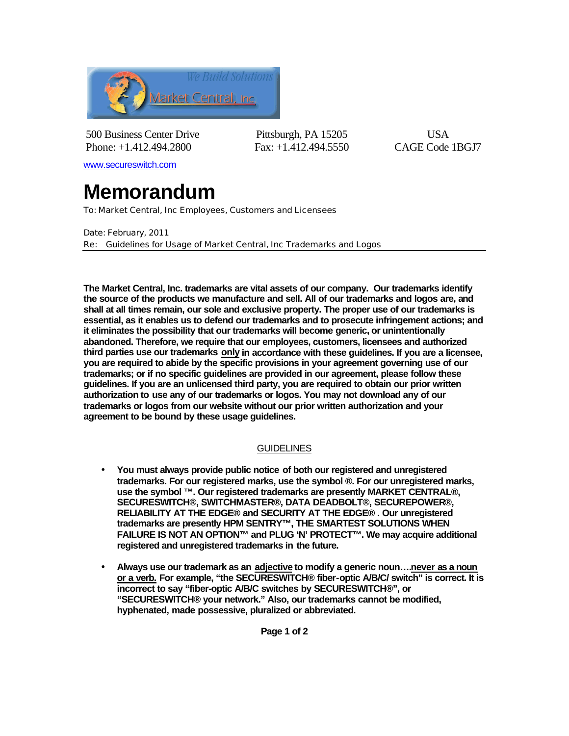500 Business Center Drive | Pittsburgh, PA 15205 | USA
Phone: +1.412.494.2800 | Fax: +1.412.494.5550 | CAGE Code 1BGJ7

www.secureswitch.com

# Memorandum

To: Market Central, Inc Employees, Customers and Licensees

Date: February, 2011

Re: Guidelines for Usage of Market Central, Inc Trademarks and Logos

---

**The Market Central, Inc. trademarks are vital assets of our company. Our trademarks identify the source of the products we manufacture and sell. All of our trademarks and logos are, and shall at all times remain, our sole and exclusive property. The proper use of our trademarks is essential, as it enables us to defend our trademarks and to prosecute infringement actions; and it eliminates the possibility that our trademarks will become generic, or unintentionally abandoned. Therefore, we require that our employees, customers, licensees and authorized third parties use our trademarks only in accordance with these guidelines. If you are a licensee, you are required to abide by the specific provisions in your agreement governing use of our trademarks; or if no specific guidelines are provided in our agreement, please follow these guidelines. If you are an unlicensed third party, you are required to obtain our prior written authorization to use any of our trademarks or logos. You may not download any of our trademarks or logos from our website without our prior written authorization and your agreement to be bound by these usage guidelines.**

## GUIDELINES

- **You must always provide public notice of both our registered and unregistered trademarks. For our registered marks, use the symbol ®. For our unregistered marks, use the symbol ™. Our registered trademarks are presently MARKET CENTRAL®, SECURESWITCH®, SWITCHMASTER®, DATA DEADBOLT®, SECUREPOWER®, RELIABILITY AT THE EDGE® and SECURITY AT THE EDGE® . Our unregistered trademarks are presently HPM SENTRY™, THE SMARTEST SOLUTIONS WHEN FAILURE IS NOT AN OPTION™ and PLUG 'N' PROTECT™. We may acquire additional registered and unregistered trademarks in the future.**

- **Always use our trademark as an adjective to modify a generic noun….never as a noun or a verb. For example, "the SECURESWITCH® fiber-optic A/B/C/ switch" is correct. It is incorrect to say "fiber-optic A/B/C switches by SECURESWITCH®", or "SECURESWITCH® your network." Also, our trademarks cannot be modified, hyphenated, made possessive, pluralized or abbreviated.**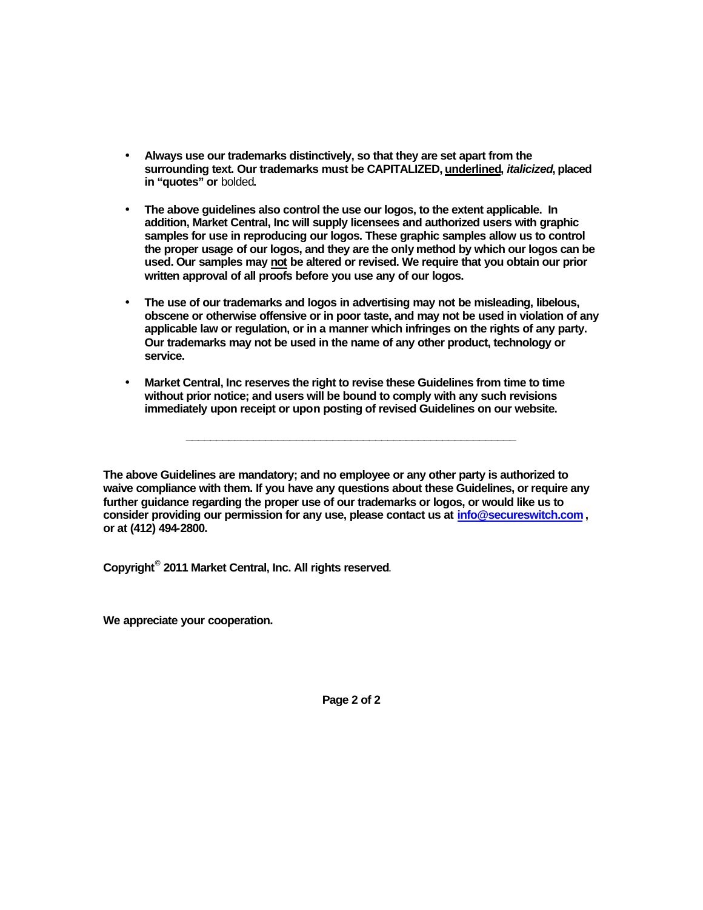- **Always use our trademarks distinctively, so that they are set apart from the surrounding text. Our trademarks must be CAPITALIZED, <u>underlined</u>, *italicized*, placed in "quotes" or** bolded**.**

- **The above guidelines also control the use our logos, to the extent applicable. In addition, Market Central, Inc will supply licensees and authorized users with graphic samples for use in reproducing our logos. These graphic samples allow us to control the proper usage of our logos, and they are the only method by which our logos can be used. Our samples may <u>not</u> be altered or revised. We require that you obtain our prior written approval of all proofs before you use any of our logos.**

- **The use of our trademarks and logos in advertising may not be misleading, libelous, obscene or otherwise offensive or in poor taste, and may not be used in violation of any applicable law or regulation, or in a manner which infringes on the rights of any party. Our trademarks may not be used in the name of any other product, technology or service.**

- **Market Central, Inc reserves the right to revise these Guidelines from time to time without prior notice; and users will be bound to comply with any such revisions immediately upon receipt or upon posting of revised Guidelines on our website.**

---

**The above Guidelines are mandatory; and no employee or any other party is authorized to waive compliance with them. If you have any questions about these Guidelines, or require any further guidance regarding the proper use of our trademarks or logos, or would like us to consider providing our permission for any use, please contact us at [info@secureswitch.com](mailto:info@secureswitch.com) , or at (412) 494-2800.**

**Copyright© 2011 Market Central, Inc. All rights reserved**.

**We appreciate your cooperation.**